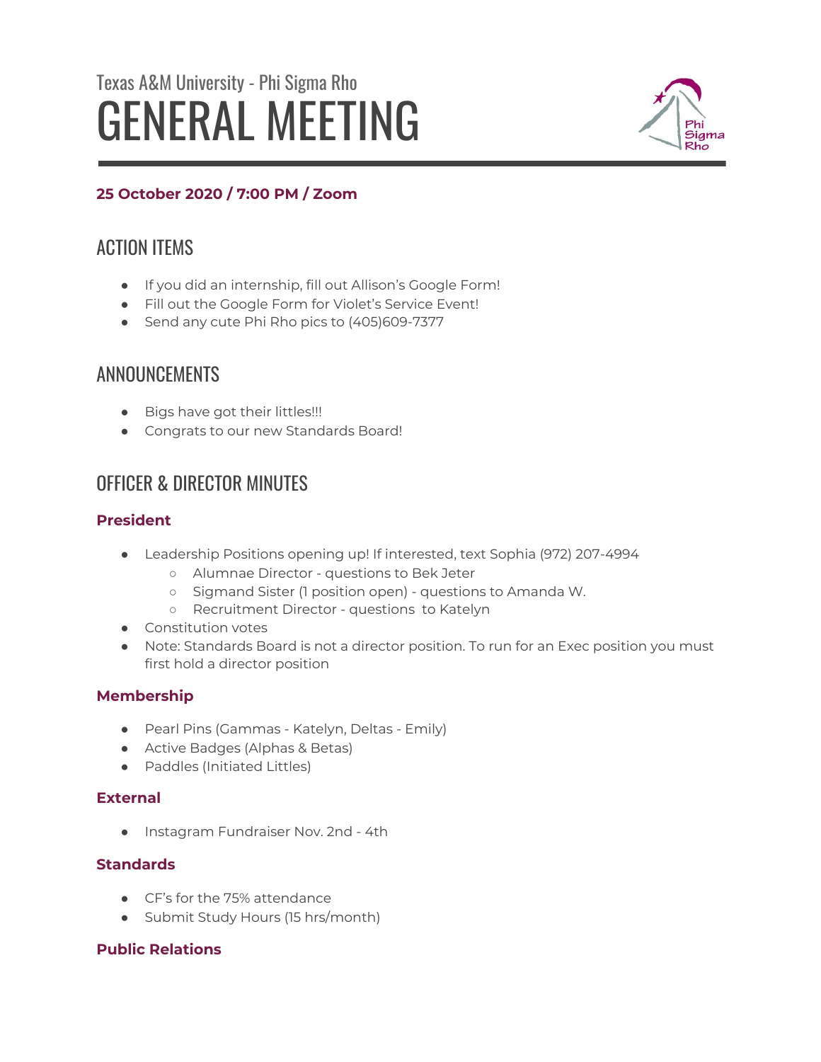Texas A&M University - Phi Sigma Rho

# GENERAL MEETING

**25 October 2020 / 7:00 PM / Zoom**

## ACTION ITEMS

- If you did an internship, fill out Allison's Google Form!
- Fill out the Google Form for Violet's Service Event!
- Send any cute Phi Rho pics to (405)609-7377

## ANNOUNCEMENTS

- Bigs have got their littles!!!
- Congrats to our new Standards Board!

## OFFICER & DIRECTOR MINUTES

### President

- Leadership Positions opening up! If interested, text Sophia (972) 207-4994
  - Alumnae Director - questions to Bek Jeter
  - Sigmand Sister (1 position open) - questions to Amanda W.
  - Recruitment Director - questions to Katelyn
- Constitution votes
- Note: Standards Board is not a director position. To run for an Exec position you must first hold a director position

### Membership

- Pearl Pins (Gammas - Katelyn, Deltas - Emily)
- Active Badges (Alphas & Betas)
- Paddles (Initiated Littles)

### External

- Instagram Fundraiser Nov. 2nd - 4th

### Standards

- CF's for the 75% attendance
- Submit Study Hours (15 hrs/month)

### Public Relations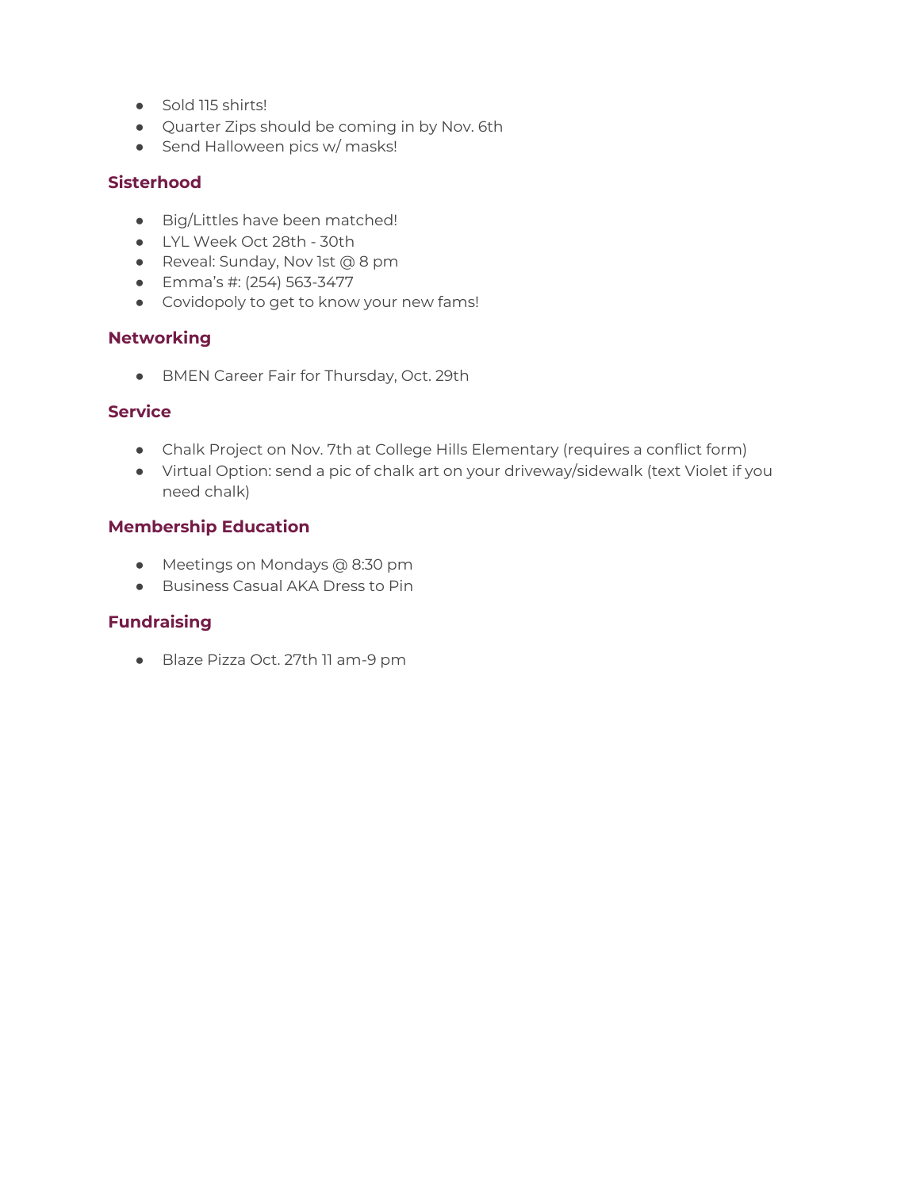- Sold 115 shirts!
- Quarter Zips should be coming in by Nov. 6th
- Send Halloween pics w/ masks!

## Sisterhood

- Big/Littles have been matched!
- LYL Week Oct 28th - 30th
- Reveal: Sunday, Nov 1st @ 8 pm
- Emma's #: (254) 563-3477
- Covidopoly to get to know your new fams!

## Networking

- BMEN Career Fair for Thursday, Oct. 29th

## Service

- Chalk Project on Nov. 7th at College Hills Elementary (requires a conflict form)
- Virtual Option: send a pic of chalk art on your driveway/sidewalk (text Violet if you need chalk)

## Membership Education

- Meetings on Mondays @ 8:30 pm
- Business Casual AKA Dress to Pin

## Fundraising

- Blaze Pizza Oct. 27th 11 am-9 pm